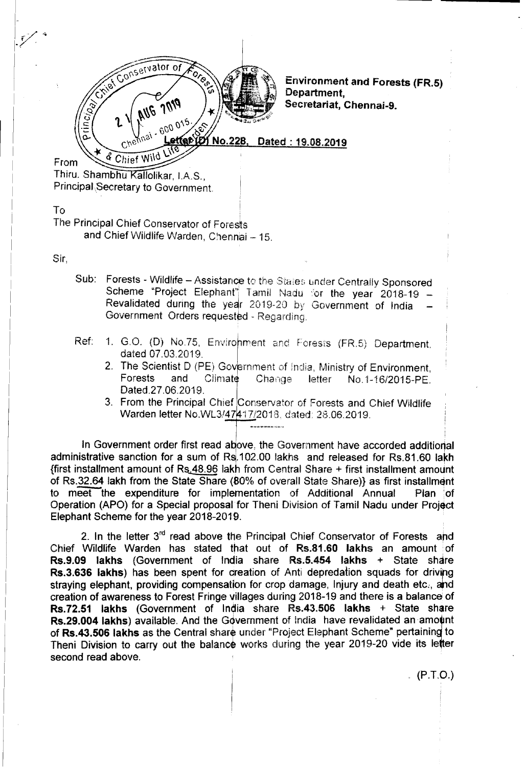**Environment and Forests (FR.5) Department,**
**Secretariat, Chennai-9.**

**Letter (D) No.228, Dated : 19.08.2019**

From
Thiru. Shambhu Kallolikar, I.A.S.,
Principal Secretary to Government.

To
The Principal Chief Conservator of Forests
and Chief Wildlife Warden, Chennai – 15.

Sir,

Sub: Forests - Wildlife – Assistance to the States under Centrally Sponsored Scheme "Project Elephant" Tamil Nadu for the year 2018-19 – Revalidated during the year 2019-20 by Government of India – Government Orders requested - Regarding.

Ref:
1. G.O. (D) No.75, Environment and Forests (FR.5) Department, dated 07.03.2019.
2. The Scientist D (PE) Government of India, Ministry of Environment, Forests and Climate Change letter No.1-16/2015-PE. Dated.27.06.2019.
3. From the Principal Chief Conservator of Forests and Chief Wildlife Warden letter No.WL3/47417/2018, dated: 28.06.2019.

In Government order first read above, the Government have accorded additional administrative sanction for a sum of Rs.102.00 lakhs and released for Rs.81.60 lakh {first installment amount of Rs.48.96 lakh from Central Share + first installment amount of Rs.32.64 lakh from the State Share (80% of overall State Share)} as first installment to meet the expenditure for implementation of Additional Annual Plan of Operation (APO) for a Special proposal for Theni Division of Tamil Nadu under Project Elephant Scheme for the year 2018-2019.

2. In the letter 3rd read above the Principal Chief Conservator of Forests and Chief Wildlife Warden has stated that out of **Rs.81.60 lakhs** an amount of **Rs.9.09 lakhs** (Government of India share **Rs.5.454 lakhs** + State share **Rs.3.636 lakhs**) has been spent for creation of Anti depredation squads for driving straying elephant, providing compensation for crop damage, Injury and death etc., and creation of awareness to Forest Fringe villages during 2018-19 and there is a balance of **Rs.72.51 lakhs** (Government of India share **Rs.43.506 lakhs** + State share **Rs.29.004 lakhs**) available. And the Government of India have revalidated an amount of **Rs.43.506 lakhs** as the Central share under "Project Elephant Scheme" pertaining to Theni Division to carry out the balance works during the year 2019-20 vide its letter second read above.

(P.T.O.)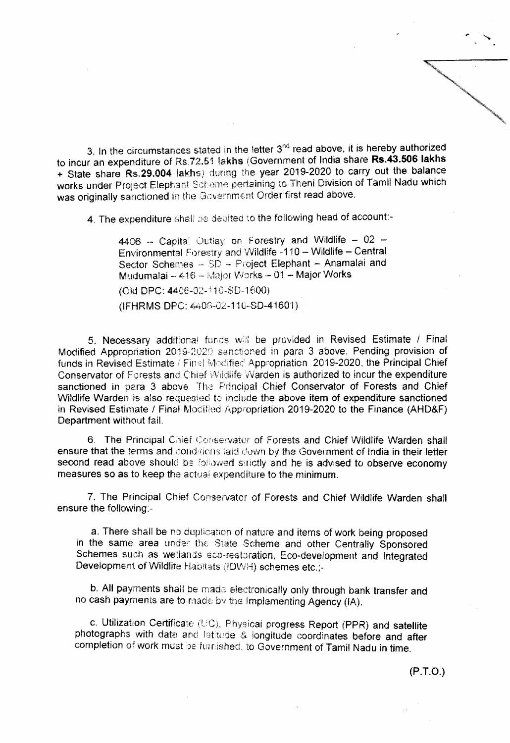3. In the circumstances stated in the letter 3rd read above, it is hereby authorized to incur an expenditure of Rs.72.51 **lakhs** (Government of India share **Rs.43.506 lakhs** + State share **Rs.29.004 lakhs**) during the year 2019-2020 to carry out the balance works under Project Elephant Scheme pertaining to Theni Division of Tamil Nadu which was originally sanctioned in the Government Order first read above.

4. The expenditure shall be debited to the following head of account:-

> 4406 – Capital Outlay on Forestry and Wildlife – 02 – Environmental Forestry and Wildlife -110 – Wildlife – Central Sector Schemes – SD – Project Elephant – Anamalai and Mudumalai – 416 – Major Works – 01 – Major Works
>
> (Old DPC: 4406-02-110-SD-1600)
>
> (IFHRMS DPC: 4406-02-110-SD-41601)

5. Necessary additional funds will be provided in Revised Estimate / Final Modified Appropriation 2019-2020 sanctioned in para 3 above. Pending provision of funds in Revised Estimate / Final Modified Appropriation 2019-2020, the Principal Chief Conservator of Forests and Chief Wildlife Warden is authorized to incur the expenditure sanctioned in para 3 above. The Principal Chief Conservator of Forests and Chief Wildlife Warden is also requested to include the above item of expenditure sanctioned in Revised Estimate / Final Modified Appropriation 2019-2020 to the Finance (AHD&F) Department without fail.

6. The Principal Chief Conservator of Forests and Chief Wildlife Warden shall ensure that the terms and conditions laid down by the Government of India in their letter second read above should be followed strictly and he is advised to observe economy measures so as to keep the actual expenditure to the minimum.

7. The Principal Chief Conservator of Forests and Chief Wildlife Warden shall ensure the following:-

a. There shall be no duplication of nature and items of work being proposed in the same area under the State Scheme and other Centrally Sponsored Schemes such as wetlands eco-restoration, Eco-development and Integrated Development of Wildlife Habitats (IDWH) schemes etc.;-

b. All payments shall be made electronically only through bank transfer and no cash payments are to made by the Implementing Agency (IA).

c. Utilization Certificate (UC), Physical progress Report (PPR) and satellite photographs with date and latitude & longitude coordinates before and after completion of work must be furnished, to Government of Tamil Nadu in time.

(P.T.O.)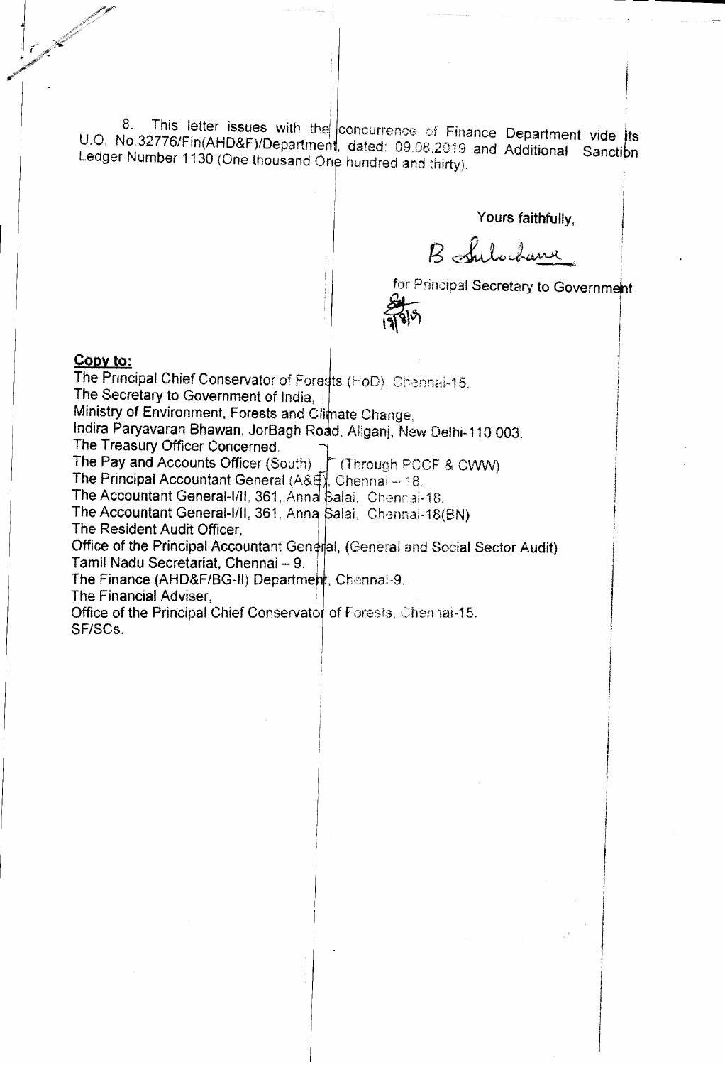8. This letter issues with the concurrence of Finance Department vide its U.O. No.32776/Fin(AHD&F)/Department, dated: 09.08.2019 and Additional Sanction Ledger Number 1130 (One thousand One hundred and thirty).

Yours faithfully,

B Sulochana

for Principal Secretary to Government

13/8/19

**Copy to:**

The Principal Chief Conservator of Forests (HoD), Chennai-15.
The Secretary to Government of India,
Ministry of Environment, Forests and Climate Change,
Indira Paryavaran Bhawan, JorBagh Road, Aliganj, New Delhi-110 003.
The Treasury Officer Concerned.
The Pay and Accounts Officer (South) (Through PCCF & CWW)
The Principal Accountant General (A&E), Chennai – 18.
The Accountant General-I/II, 361, Anna Salai, Chennai-18.
The Accountant General-I/II, 361, Anna Salai, Chennai-18(BN)
The Resident Audit Officer,
Office of the Principal Accountant General, (General and Social Sector Audit)
Tamil Nadu Secretariat, Chennai – 9.
The Finance (AHD&F/BG-II) Department, Chennai-9.
The Financial Adviser,
Office of the Principal Chief Conservator of Forests, Chennai-15.
SF/SCs.